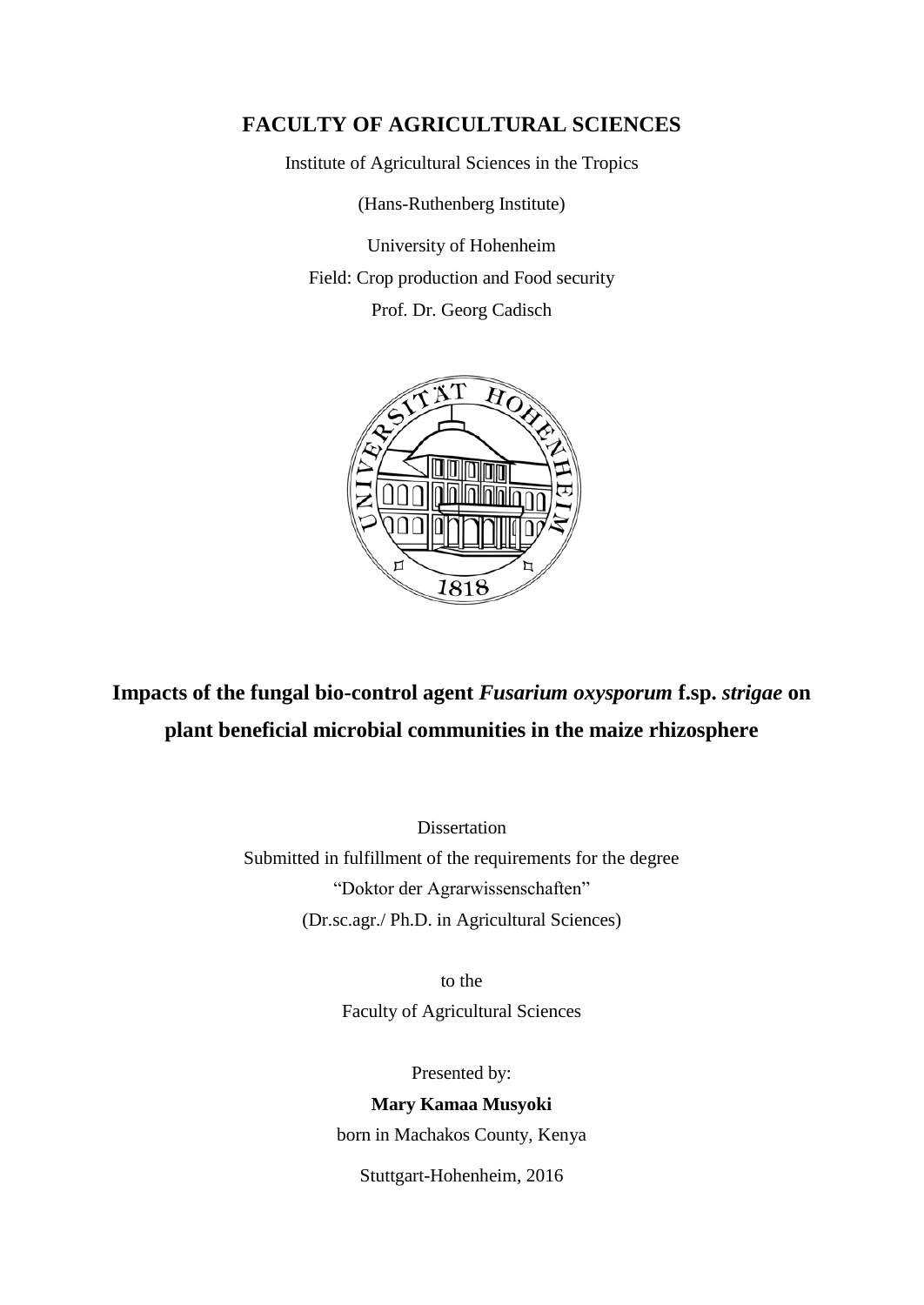**FACULTY OF AGRICULTURAL SCIENCES**

Institute of Agricultural Sciences in the Tropics

(Hans-Ruthenberg Institute)

University of Hohenheim

Field: Crop production and Food security

Prof. Dr. Georg Cadisch

# Impacts of the fungal bio-control agent *Fusarium oxysporum* f.sp. *strigae* on plant beneficial microbial communities in the maize rhizosphere

Dissertation

Submitted in fulfillment of the requirements for the degree

"Doktor der Agrarwissenschaften"

(Dr.sc.agr./ Ph.D. in Agricultural Sciences)

to the

Faculty of Agricultural Sciences

Presented by:

**Mary Kamaa Musyoki**

born in Machakos County, Kenya

Stuttgart-Hohenheim, 2016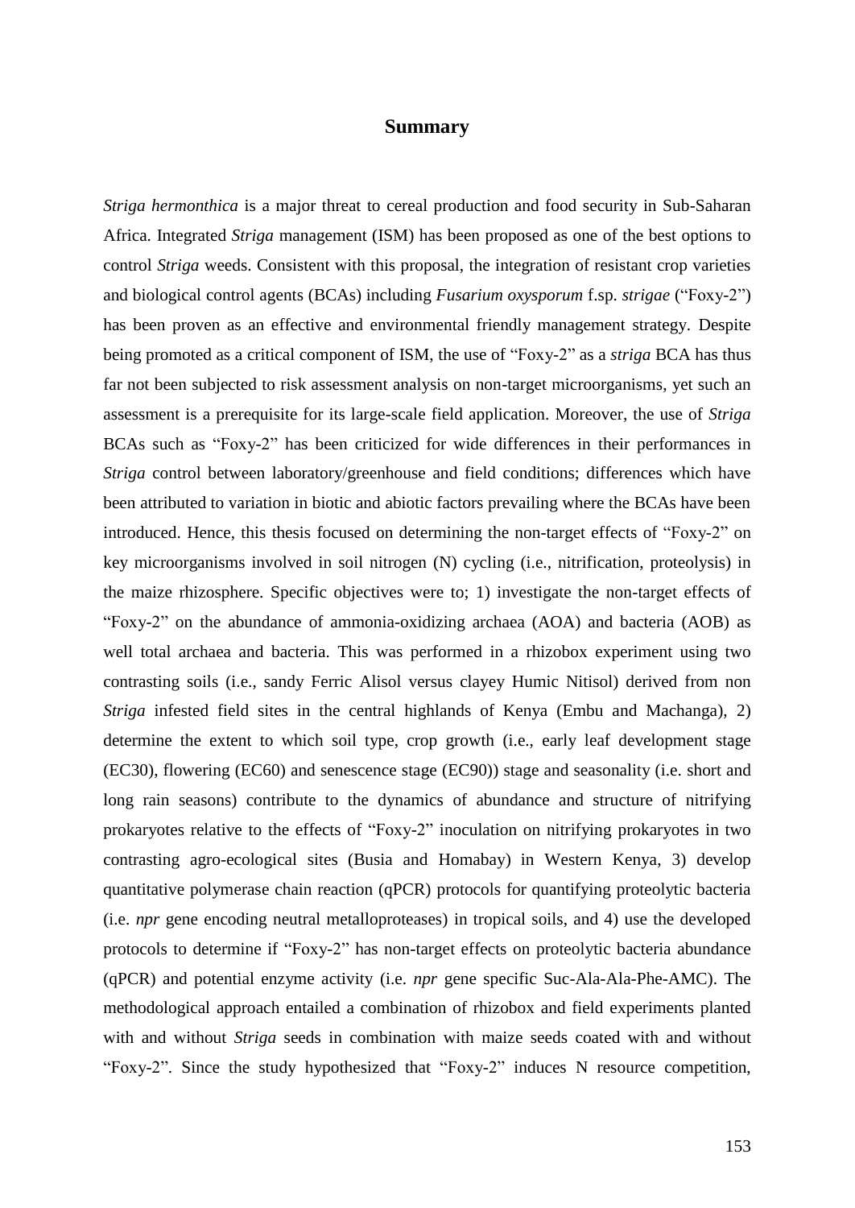# Summary

*Striga hermonthica* is a major threat to cereal production and food security in Sub-Saharan Africa. Integrated *Striga* management (ISM) has been proposed as one of the best options to control *Striga* weeds. Consistent with this proposal, the integration of resistant crop varieties and biological control agents (BCAs) including *Fusarium oxysporum* f.sp. *strigae* ("Foxy-2") has been proven as an effective and environmental friendly management strategy. Despite being promoted as a critical component of ISM, the use of "Foxy-2" as a *striga* BCA has thus far not been subjected to risk assessment analysis on non-target microorganisms, yet such an assessment is a prerequisite for its large-scale field application. Moreover, the use of *Striga* BCAs such as "Foxy-2" has been criticized for wide differences in their performances in *Striga* control between laboratory/greenhouse and field conditions; differences which have been attributed to variation in biotic and abiotic factors prevailing where the BCAs have been introduced. Hence, this thesis focused on determining the non-target effects of "Foxy-2" on key microorganisms involved in soil nitrogen (N) cycling (i.e., nitrification, proteolysis) in the maize rhizosphere. Specific objectives were to; 1) investigate the non-target effects of "Foxy-2" on the abundance of ammonia-oxidizing archaea (AOA) and bacteria (AOB) as well total archaea and bacteria. This was performed in a rhizobox experiment using two contrasting soils (i.e., sandy Ferric Alisol versus clayey Humic Nitisol) derived from non *Striga* infested field sites in the central highlands of Kenya (Embu and Machanga), 2) determine the extent to which soil type, crop growth (i.e., early leaf development stage (EC30), flowering (EC60) and senescence stage (EC90)) stage and seasonality (i.e. short and long rain seasons) contribute to the dynamics of abundance and structure of nitrifying prokaryotes relative to the effects of "Foxy-2" inoculation on nitrifying prokaryotes in two contrasting agro-ecological sites (Busia and Homabay) in Western Kenya, 3) develop quantitative polymerase chain reaction (qPCR) protocols for quantifying proteolytic bacteria (i.e. *npr* gene encoding neutral metalloproteases) in tropical soils, and 4) use the developed protocols to determine if "Foxy-2" has non-target effects on proteolytic bacteria abundance (qPCR) and potential enzyme activity (i.e. *npr* gene specific Suc-Ala-Ala-Phe-AMC). The methodological approach entailed a combination of rhizobox and field experiments planted with and without *Striga* seeds in combination with maize seeds coated with and without "Foxy-2". Since the study hypothesized that "Foxy-2" induces N resource competition,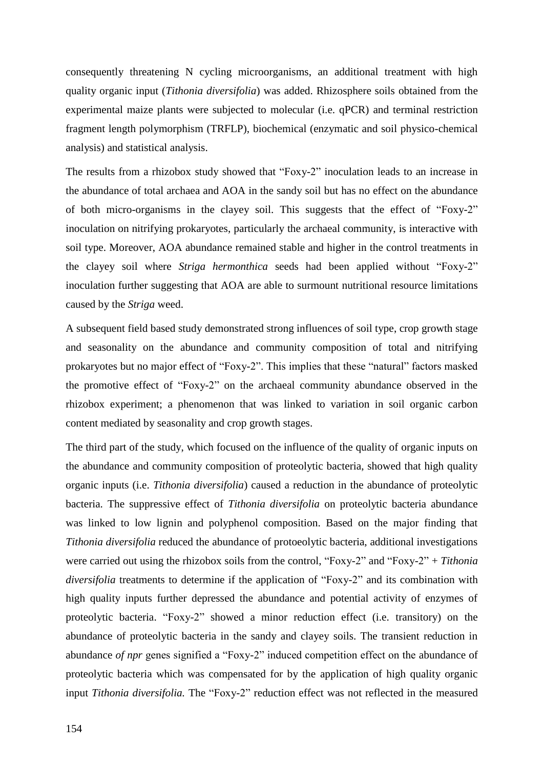consequently threatening N cycling microorganisms, an additional treatment with high quality organic input (*Tithonia diversifolia*) was added. Rhizosphere soils obtained from the experimental maize plants were subjected to molecular (i.e. qPCR) and terminal restriction fragment length polymorphism (TRFLP), biochemical (enzymatic and soil physico-chemical analysis) and statistical analysis.

The results from a rhizobox study showed that "Foxy-2" inoculation leads to an increase in the abundance of total archaea and AOA in the sandy soil but has no effect on the abundance of both micro-organisms in the clayey soil. This suggests that the effect of "Foxy-2" inoculation on nitrifying prokaryotes, particularly the archaeal community, is interactive with soil type. Moreover, AOA abundance remained stable and higher in the control treatments in the clayey soil where *Striga hermonthica* seeds had been applied without "Foxy-2" inoculation further suggesting that AOA are able to surmount nutritional resource limitations caused by the *Striga* weed.

A subsequent field based study demonstrated strong influences of soil type, crop growth stage and seasonality on the abundance and community composition of total and nitrifying prokaryotes but no major effect of "Foxy-2". This implies that these "natural" factors masked the promotive effect of "Foxy-2" on the archaeal community abundance observed in the rhizobox experiment; a phenomenon that was linked to variation in soil organic carbon content mediated by seasonality and crop growth stages.

The third part of the study, which focused on the influence of the quality of organic inputs on the abundance and community composition of proteolytic bacteria, showed that high quality organic inputs (i.e. *Tithonia diversifolia*) caused a reduction in the abundance of proteolytic bacteria. The suppressive effect of *Tithonia diversifolia* on proteolytic bacteria abundance was linked to low lignin and polyphenol composition. Based on the major finding that *Tithonia diversifolia* reduced the abundance of protoeolytic bacteria, additional investigations were carried out using the rhizobox soils from the control, "Foxy-2" and "Foxy-2" + *Tithonia diversifolia* treatments to determine if the application of "Foxy-2" and its combination with high quality inputs further depressed the abundance and potential activity of enzymes of proteolytic bacteria. "Foxy-2" showed a minor reduction effect (i.e. transitory) on the abundance of proteolytic bacteria in the sandy and clayey soils. The transient reduction in abundance *of npr* genes signified a "Foxy-2" induced competition effect on the abundance of proteolytic bacteria which was compensated for by the application of high quality organic input *Tithonia diversifolia.* The "Foxy-2" reduction effect was not reflected in the measured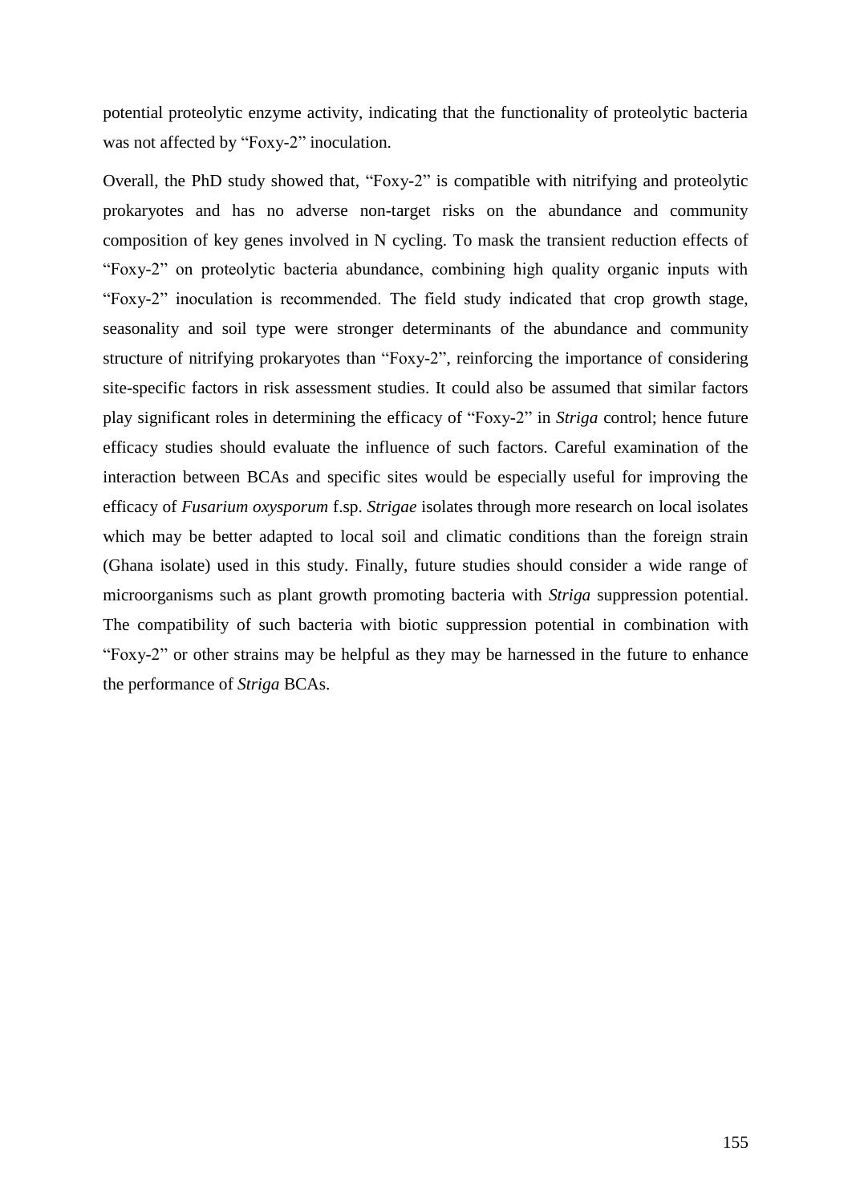potential proteolytic enzyme activity, indicating that the functionality of proteolytic bacteria was not affected by "Foxy-2" inoculation.

Overall, the PhD study showed that, "Foxy-2" is compatible with nitrifying and proteolytic prokaryotes and has no adverse non-target risks on the abundance and community composition of key genes involved in N cycling. To mask the transient reduction effects of "Foxy-2" on proteolytic bacteria abundance, combining high quality organic inputs with "Foxy-2" inoculation is recommended. The field study indicated that crop growth stage, seasonality and soil type were stronger determinants of the abundance and community structure of nitrifying prokaryotes than "Foxy-2", reinforcing the importance of considering site-specific factors in risk assessment studies. It could also be assumed that similar factors play significant roles in determining the efficacy of "Foxy-2" in *Striga* control; hence future efficacy studies should evaluate the influence of such factors. Careful examination of the interaction between BCAs and specific sites would be especially useful for improving the efficacy of *Fusarium oxysporum* f.sp. *Strigae* isolates through more research on local isolates which may be better adapted to local soil and climatic conditions than the foreign strain (Ghana isolate) used in this study. Finally, future studies should consider a wide range of microorganisms such as plant growth promoting bacteria with *Striga* suppression potential. The compatibility of such bacteria with biotic suppression potential in combination with "Foxy-2" or other strains may be helpful as they may be harnessed in the future to enhance the performance of *Striga* BCAs.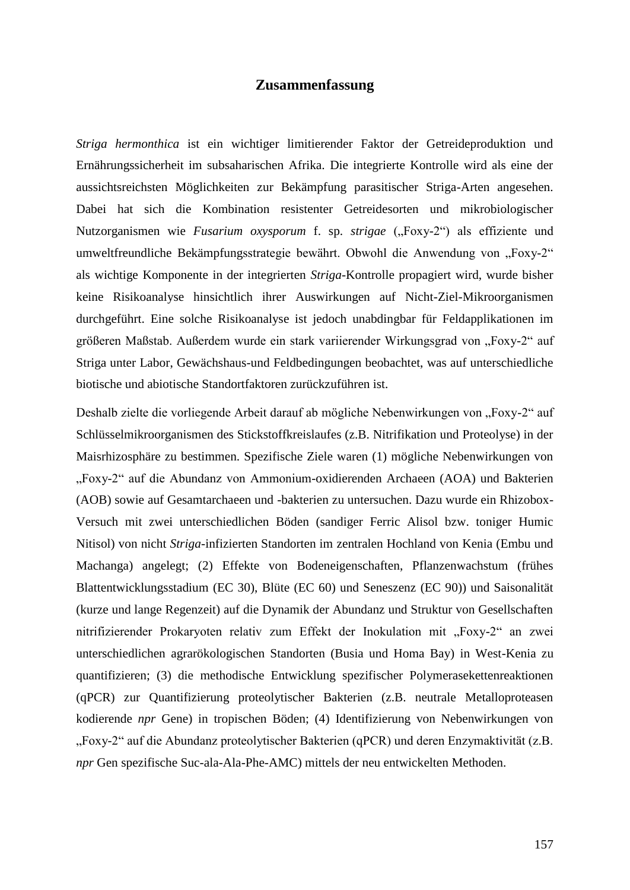# Zusammenfassung

*Striga hermonthica* ist ein wichtiger limitierender Faktor der Getreideproduktion und Ernährungssicherheit im subsaharischen Afrika. Die integrierte Kontrolle wird als eine der aussichtsreichsten Möglichkeiten zur Bekämpfung parasitischer Striga-Arten angesehen. Dabei hat sich die Kombination resistenter Getreidesorten und mikrobiologischer Nutzorganismen wie *Fusarium oxysporum* f. sp. *strigae* („Foxy-2“) als effiziente und umweltfreundliche Bekämpfungsstrategie bewährt. Obwohl die Anwendung von „Foxy-2“ als wichtige Komponente in der integrierten *Striga*-Kontrolle propagiert wird, wurde bisher keine Risikoanalyse hinsichtlich ihrer Auswirkungen auf Nicht-Ziel-Mikroorganismen durchgeführt. Eine solche Risikoanalyse ist jedoch unabdingbar für Feldapplikationen im größeren Maßstab. Außerdem wurde ein stark variierender Wirkungsgrad von „Foxy-2“ auf Striga unter Labor, Gewächshaus-und Feldbedingungen beobachtet, was auf unterschiedliche biotische und abiotische Standortfaktoren zurückzuführen ist.

Deshalb zielte die vorliegende Arbeit darauf ab mögliche Nebenwirkungen von „Foxy-2“ auf Schlüsselmikroorganismen des Stickstoffkreislaufes (z.B. Nitrifikation und Proteolyse) in der Maisrhizosphäre zu bestimmen. Spezifische Ziele waren (1) mögliche Nebenwirkungen von „Foxy-2“ auf die Abundanz von Ammonium-oxidierenden Archaeen (AOA) und Bakterien (AOB) sowie auf Gesamtarchaeen und -bakterien zu untersuchen. Dazu wurde ein Rhizobox-Versuch mit zwei unterschiedlichen Böden (sandiger Ferric Alisol bzw. toniger Humic Nitisol) von nicht *Striga*-infizierten Standorten im zentralen Hochland von Kenia (Embu und Machanga) angelegt; (2) Effekte von Bodeneigenschaften, Pflanzenwachstum (frühes Blattentwicklungsstadium (EC 30), Blüte (EC 60) und Seneszenz (EC 90)) und Saisonalität (kurze und lange Regenzeit) auf die Dynamik der Abundanz und Struktur von Gesellschaften nitrifizierender Prokaryoten relativ zum Effekt der Inokulation mit „Foxy-2“ an zwei unterschiedlichen agrarökologischen Standorten (Busia und Homa Bay) in West-Kenia zu quantifizieren; (3) die methodische Entwicklung spezifischer Polymerasekettenreaktionen (qPCR) zur Quantifizierung proteolytischer Bakterien (z.B. neutrale Metalloproteasen kodierende *npr* Gene) in tropischen Böden; (4) Identifizierung von Nebenwirkungen von „Foxy-2“ auf die Abundanz proteolytischer Bakterien (qPCR) und deren Enzymaktivität (z.B. *npr* Gen spezifische Suc-ala-Ala-Phe-AMC) mittels der neu entwickelten Methoden.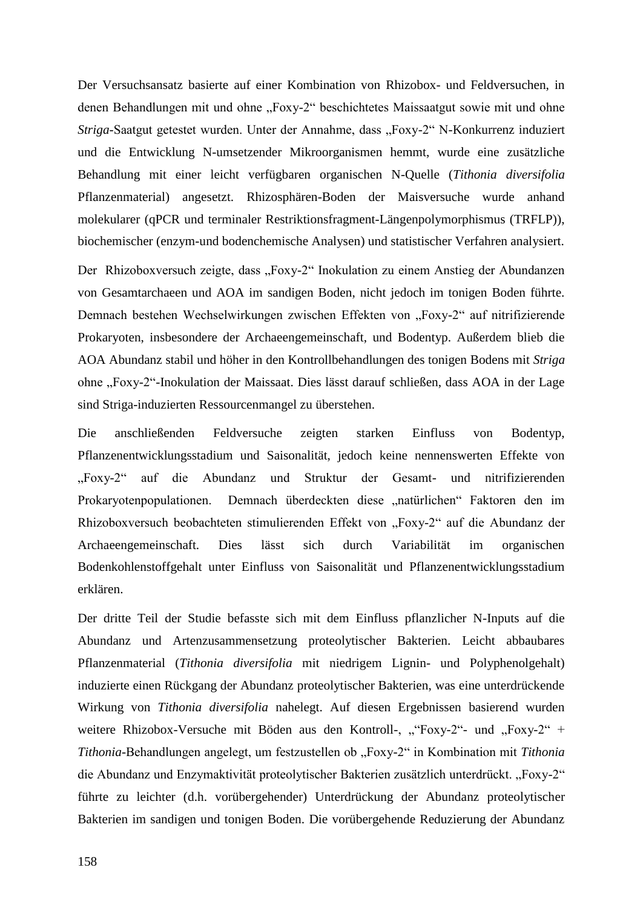Der Versuchsansatz basierte auf einer Kombination von Rhizobox- und Feldversuchen, in denen Behandlungen mit und ohne „Foxy-2" beschichtetes Maissaatgut sowie mit und ohne *Striga*-Saatgut getestet wurden. Unter der Annahme, dass „Foxy-2" N-Konkurrenz induziert und die Entwicklung N-umsetzender Mikroorganismen hemmt, wurde eine zusätzliche Behandlung mit einer leicht verfügbaren organischen N-Quelle (*Tithonia diversifolia* Pflanzenmaterial) angesetzt. Rhizosphären-Boden der Maisversuche wurde anhand molekularer (qPCR und terminaler Restriktionsfragment-Längenpolymorphismus (TRFLP)), biochemischer (enzym-und bodenchemische Analysen) und statistischer Verfahren analysiert.

Der Rhizoboxversuch zeigte, dass „Foxy-2" Inokulation zu einem Anstieg der Abundanzen von Gesamtarchaeen und AOA im sandigen Boden, nicht jedoch im tonigen Boden führte. Demnach bestehen Wechselwirkungen zwischen Effekten von „Foxy-2" auf nitrifizierende Prokaryoten, insbesondere der Archaeengemeinschaft, und Bodentyp. Außerdem blieb die AOA Abundanz stabil und höher in den Kontrollbehandlungen des tonigen Bodens mit *Striga* ohne „Foxy-2"-Inokulation der Maissaat. Dies lässt darauf schließen, dass AOA in der Lage sind Striga-induzierten Ressourcenmangel zu überstehen.

Die anschließenden Feldversuche zeigten starken Einfluss von Bodentyp, Pflanzenentwicklungsstadium und Saisonalität, jedoch keine nennenswerten Effekte von „Foxy-2" auf die Abundanz und Struktur der Gesamt- und nitrifizierenden Prokaryotenpopulationen. Demnach überdeckten diese „natürlichen" Faktoren den im Rhizoboxversuch beobachteten stimulierenden Effekt von „Foxy-2" auf die Abundanz der Archaeengemeinschaft. Dies lässt sich durch Variabilität im organischen Bodenkohlenstoffgehalt unter Einfluss von Saisonalität und Pflanzenentwicklungsstadium erklären.

Der dritte Teil der Studie befasste sich mit dem Einfluss pflanzlicher N-Inputs auf die Abundanz und Artenzusammensetzung proteolytischer Bakterien. Leicht abbaubares Pflanzenmaterial (*Tithonia diversifolia* mit niedrigem Lignin- und Polyphenolgehalt) induzierte einen Rückgang der Abundanz proteolytischer Bakterien, was eine unterdrückende Wirkung von *Tithonia diversifolia* nahelegt. Auf diesen Ergebnissen basierend wurden weitere Rhizobox-Versuche mit Böden aus den Kontroll-, „"Foxy-2"- und „Foxy-2" + *Tithonia*-Behandlungen angelegt, um festzustellen ob „Foxy-2" in Kombination mit *Tithonia* die Abundanz und Enzymaktivität proteolytischer Bakterien zusätzlich unterdrückt. „Foxy-2" führte zu leichter (d.h. vorübergehender) Unterdrückung der Abundanz proteolytischer Bakterien im sandigen und tonigen Boden. Die vorübergehende Reduzierung der Abundanz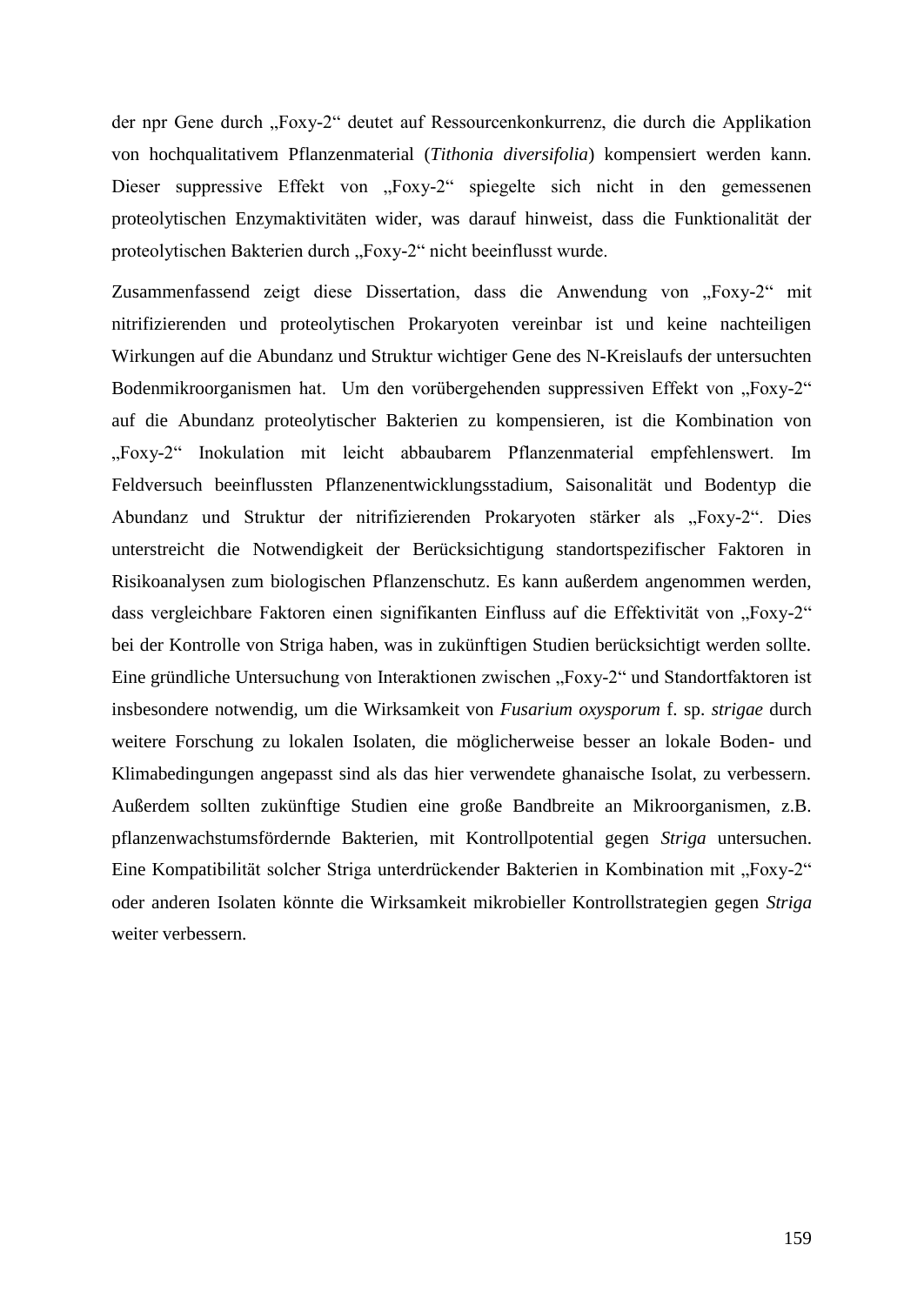der npr Gene durch „Foxy-2“ deutet auf Ressourcenkonkurrenz, die durch die Applikation von hochqualitativem Pflanzenmaterial (*Tithonia diversifolia*) kompensiert werden kann. Dieser suppressive Effekt von „Foxy-2“ spiegelte sich nicht in den gemessenen proteolytischen Enzymaktivitäten wider, was darauf hinweist, dass die Funktionalität der proteolytischen Bakterien durch „Foxy-2“ nicht beeinflusst wurde.

Zusammenfassend zeigt diese Dissertation, dass die Anwendung von „Foxy-2“ mit nitrifizierenden und proteolytischen Prokaryoten vereinbar ist und keine nachteiligen Wirkungen auf die Abundanz und Struktur wichtiger Gene des N-Kreislaufs der untersuchten Bodenmikroorganismen hat. Um den vorübergehenden suppressiven Effekt von „Foxy-2“ auf die Abundanz proteolytischer Bakterien zu kompensieren, ist die Kombination von „Foxy-2“ Inokulation mit leicht abbaubarem Pflanzenmaterial empfehlenswert. Im Feldversuch beeinflussten Pflanzenentwicklungsstadium, Saisonalität und Bodentyp die Abundanz und Struktur der nitrifizierenden Prokaryoten stärker als „Foxy-2“. Dies unterstreicht die Notwendigkeit der Berücksichtigung standortspezifischer Faktoren in Risikoanalysen zum biologischen Pflanzenschutz. Es kann außerdem angenommen werden, dass vergleichbare Faktoren einen signifikanten Einfluss auf die Effektivität von „Foxy-2“ bei der Kontrolle von Striga haben, was in zukünftigen Studien berücksichtigt werden sollte. Eine gründliche Untersuchung von Interaktionen zwischen „Foxy-2“ und Standortfaktoren ist insbesondere notwendig, um die Wirksamkeit von *Fusarium oxysporum* f. sp. *strigae* durch weitere Forschung zu lokalen Isolaten, die möglicherweise besser an lokale Boden- und Klimabedingungen angepasst sind als das hier verwendete ghanaische Isolat, zu verbessern. Außerdem sollten zukünftige Studien eine große Bandbreite an Mikroorganismen, z.B. pflanzenwachstumsfördernde Bakterien, mit Kontrollpotential gegen *Striga* untersuchen. Eine Kompatibilität solcher Striga unterdrückender Bakterien in Kombination mit „Foxy-2“ oder anderen Isolaten könnte die Wirksamkeit mikrobieller Kontrollstrategien gegen *Striga* weiter verbessern.